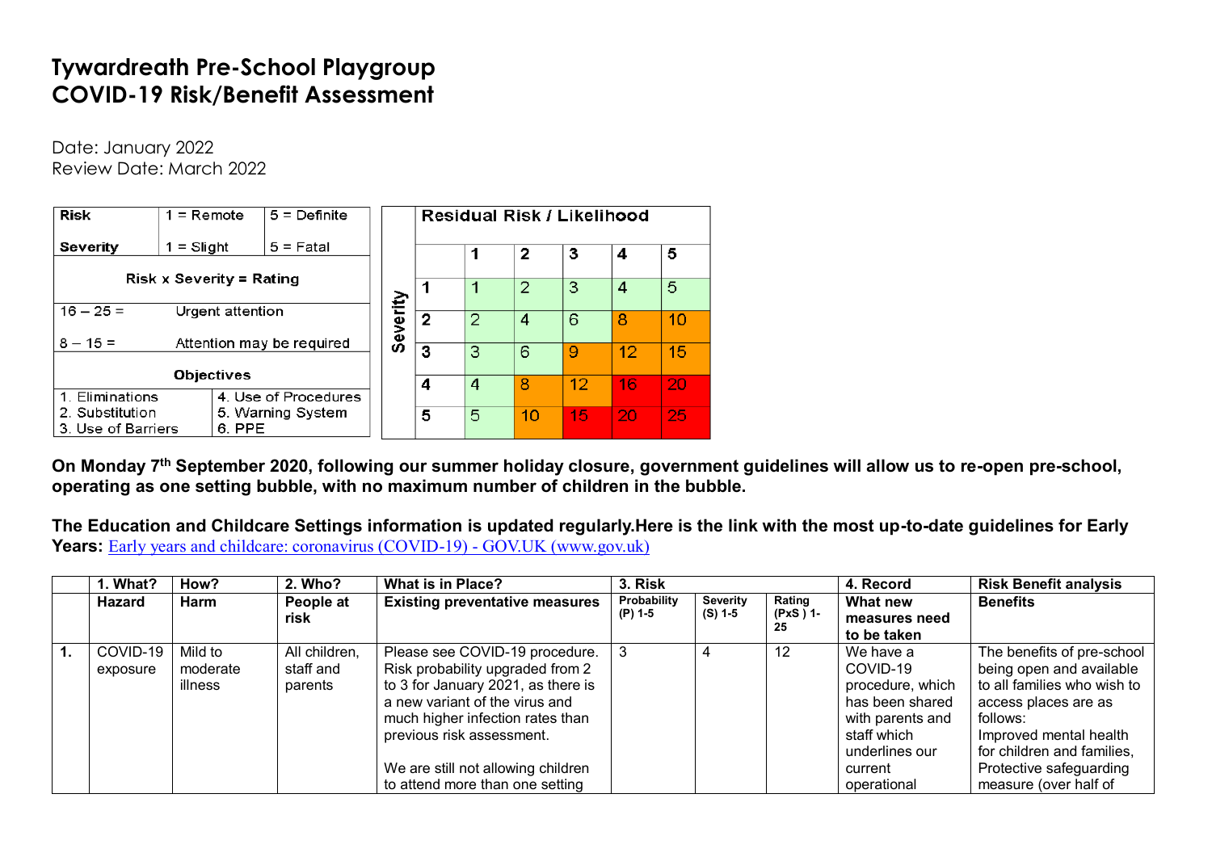# Tywardreath Pre-School Playgroup
# COVID-19 Risk/Benefit Assessment

Date: January 2022
Review Date: March 2022

| Risk | 1 = Remote | 5 = Definite |
|---|---|---|
| Severity | 1 = Slight | 5 = Fatal |
| Risk x Severity = Rating | | |
| 16 – 25 = | Urgent attention | |
| 8 – 15 = | Attention may be required | |
| Objectives | | |
| 1. Eliminations | 4. Use of Procedures | |
| 2. Substitution | 5. Warning System | |
| 3. Use of Barriers | 6. PPE | |

| Severity \ Residual Risk / Likelihood | 1 | 2 | 3 | 4 | 5 |
|---|---|---|---|---|---|
| 1 | 1 | 2 | 3 | 4 | 5 |
| 2 | 2 | 4 | 6 | 8 | 10 |
| 3 | 3 | 6 | 9 | 12 | 15 |
| 4 | 4 | 8 | 12 | 16 | 20 |
| 5 | 5 | 10 | 15 | 20 | 25 |

**On Monday 7th September 2020, following our summer holiday closure, government guidelines will allow us to re-open pre-school, operating as one setting bubble, with no maximum number of children in the bubble.**

**The Education and Childcare Settings information is updated regularly.Here is the link with the most up-to-date guidelines for Early Years:** [Early years and childcare: coronavirus (COVID-19) - GOV.UK (www.gov.uk)]

| | 1. What? | How? | 2. Who? | What is in Place? | 3. Risk | | | 4. Record | Risk Benefit analysis |
|---|---|---|---|---|---|---|---|---|---|
| | **Hazard** | **Harm** | **People at risk** | **Existing preventative measures** | **Probability (P) 1-5** | **Severity (S) 1-5** | **Rating (PxS ) 1-25** | **What new measures need to be taken** | **Benefits** |
| **1.** | COVID-19 exposure | Mild to moderate illness | All children, staff and parents | Please see COVID-19 procedure. Risk probability upgraded from 2 to 3 for January 2021, as there is a new variant of the virus and much higher infection rates than previous risk assessment.<br><br>We are still not allowing children to attend more than one setting | 3 | 4 | 12 | We have a COVID-19 procedure, which has been shared with parents and staff which underlines our current operational | The benefits of pre-school being open and available to all families who wish to access places are as follows:<br>Improved mental health for children and families,<br>Protective safeguarding measure (over half of |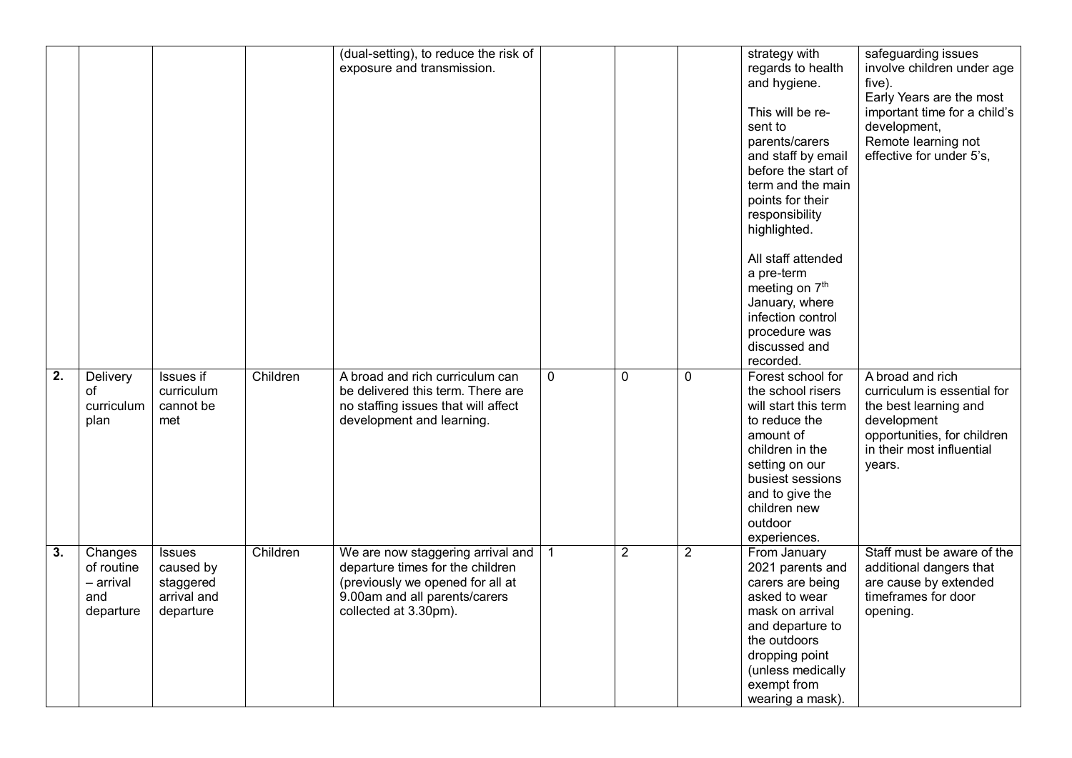| | | | | | | | | | |
|---|---|---|---|---|---|---|---|---|---|
| | | | | (dual-setting), to reduce the risk of exposure and transmission. | | | | strategy with regards to health and hygiene.<br><br>This will be re-sent to parents/carers and staff by email before the start of term and the main points for their responsibility highlighted.<br><br>All staff attended a pre-term meeting on 7th January, where infection control procedure was discussed and recorded. | safeguarding issues involve children under age five).<br>Early Years are the most important time for a child's development,<br>Remote learning not effective for under 5's, |
| **2.** | Delivery of curriculum plan | Issues if curriculum cannot be met | Children | A broad and rich curriculum can be delivered this term. There are no staffing issues that will affect development and learning. | 0 | 0 | 0 | Forest school for the school risers will start this term to reduce the amount of children in the setting on our busiest sessions and to give the children new outdoor experiences. | A broad and rich curriculum is essential for the best learning and development opportunities, for children in their most influential years. |
| **3.** | Changes of routine – arrival and departure | Issues caused by staggered arrival and departure | Children | We are now staggering arrival and departure times for the children (previously we opened for all at 9.00am and all parents/carers collected at 3.30pm). | 1 | 2 | 2 | From January 2021 parents and carers are being asked to wear mask on arrival and departure to the outdoors dropping point (unless medically exempt from wearing a mask). | Staff must be aware of the additional dangers that are cause by extended timeframes for door opening. |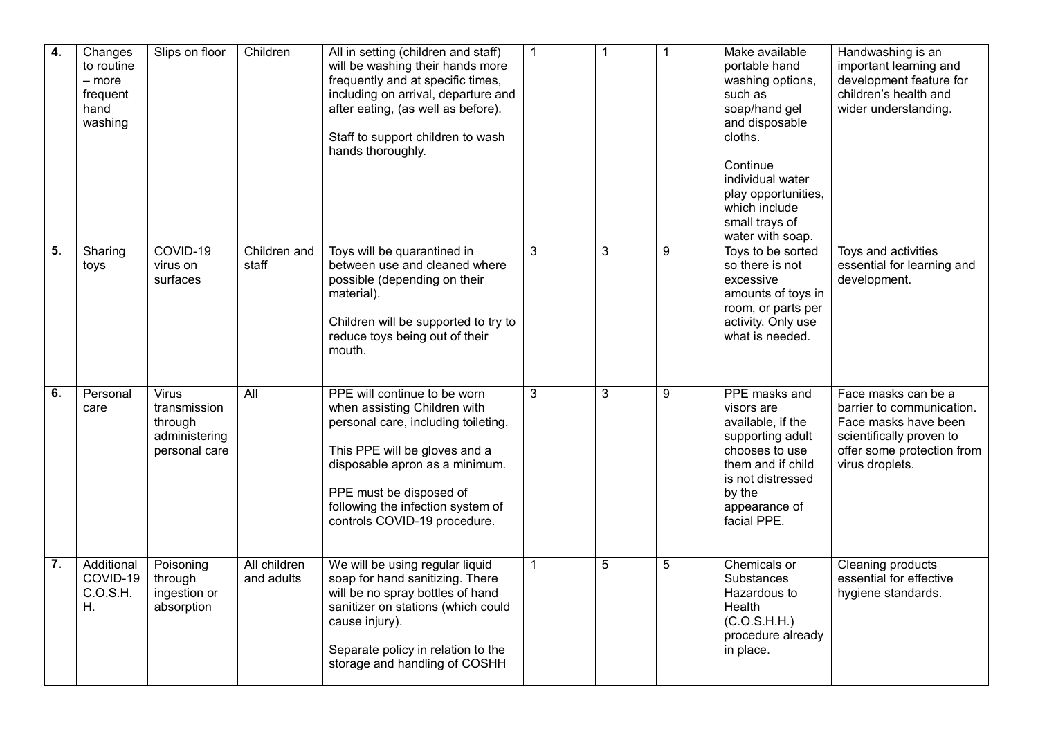| 4. | Changes to routine – more frequent hand washing | Slips on floor | Children | All in setting (children and staff) will be washing their hands more frequently and at specific times, including on arrival, departure and after eating, (as well as before).<br><br>Staff to support children to wash hands thoroughly. | 1 | 1 | 1 | Make available portable hand washing options, such as soap/hand gel and disposable cloths.<br><br>Continue individual water play opportunities, which include small trays of water with soap. | Handwashing is an important learning and development feature for children's health and wider understanding. |
|---|---|---|---|---|---|---|---|---|---|
| 5. | Sharing toys | COVID-19 virus on surfaces | Children and staff | Toys will be quarantined in between use and cleaned where possible (depending on their material).<br><br>Children will be supported to try to reduce toys being out of their mouth. | 3 | 3 | 9 | Toys to be sorted so there is not excessive amounts of toys in room, or parts per activity. Only use what is needed. | Toys and activities essential for learning and development. |
| 6. | Personal care | Virus transmission through administering personal care | All | PPE will continue to be worn when assisting Children with personal care, including toileting.<br><br>This PPE will be gloves and a disposable apron as a minimum.<br><br>PPE must be disposed of following the infection system of controls COVID-19 procedure. | 3 | 3 | 9 | PPE masks and visors are available, if the supporting adult chooses to use them and if child is not distressed by the appearance of facial PPE. | Face masks can be a barrier to communication. Face masks have been scientifically proven to offer some protection from virus droplets. |
| 7. | Additional COVID-19 C.O.S.H.H. | Poisoning through ingestion or absorption | All children and adults | We will be using regular liquid soap for hand sanitizing. There will be no spray bottles of hand sanitizer on stations (which could cause injury).<br><br>Separate policy in relation to the storage and handling of COSHH | 1 | 5 | 5 | Chemicals or Substances Hazardous to Health (C.O.S.H.H.) procedure already in place. | Cleaning products essential for effective hygiene standards. |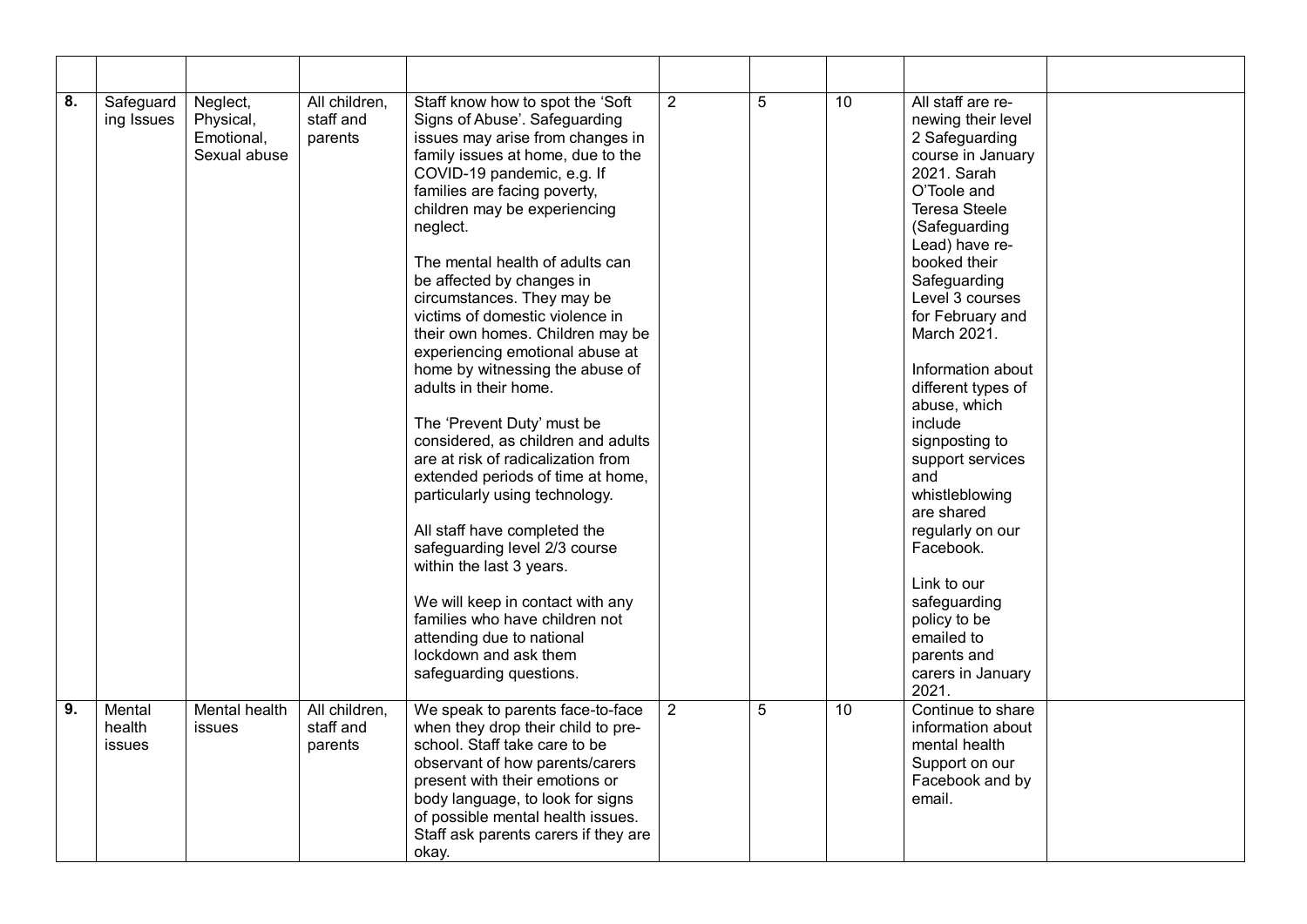| | | | | | | | | | |
|---|---|---|---|---|---|---|---|---|---|
| **8.** | Safeguarding Issues | Neglect, Physical, Emotional, Sexual abuse | All children, staff and parents | Staff know how to spot the 'Soft Signs of Abuse'. Safeguarding issues may arise from changes in family issues at home, due to the COVID-19 pandemic, e.g. If families are facing poverty, children may be experiencing neglect.<br><br>The mental health of adults can be affected by changes in circumstances. They may be victims of domestic violence in their own homes. Children may be experiencing emotional abuse at home by witnessing the abuse of adults in their home.<br><br>The 'Prevent Duty' must be considered, as children and adults are at risk of radicalization from extended periods of time at home, particularly using technology.<br><br>All staff have completed the safeguarding level 2/3 course within the last 3 years.<br><br>We will keep in contact with any families who have children not attending due to national lockdown and ask them safeguarding questions. | 2 | 5 | 10 | All staff are re-newing their level 2 Safeguarding course in January 2021. Sarah O'Toole and Teresa Steele (Safeguarding Lead) have re-booked their Safeguarding Level 3 courses for February and March 2021.<br><br>Information about different types of abuse, which include signposting to support services and whistleblowing are shared regularly on our Facebook.<br><br>Link to our safeguarding policy to be emailed to parents and carers in January 2021. | |
| **9.** | Mental health issues | Mental health issues | All children, staff and parents | We speak to parents face-to-face when they drop their child to pre-school. Staff take care to be observant of how parents/carers present with their emotions or body language, to look for signs of possible mental health issues. Staff ask parents carers if they are okay. | 2 | 5 | 10 | Continue to share information about mental health Support on our Facebook and by email. | |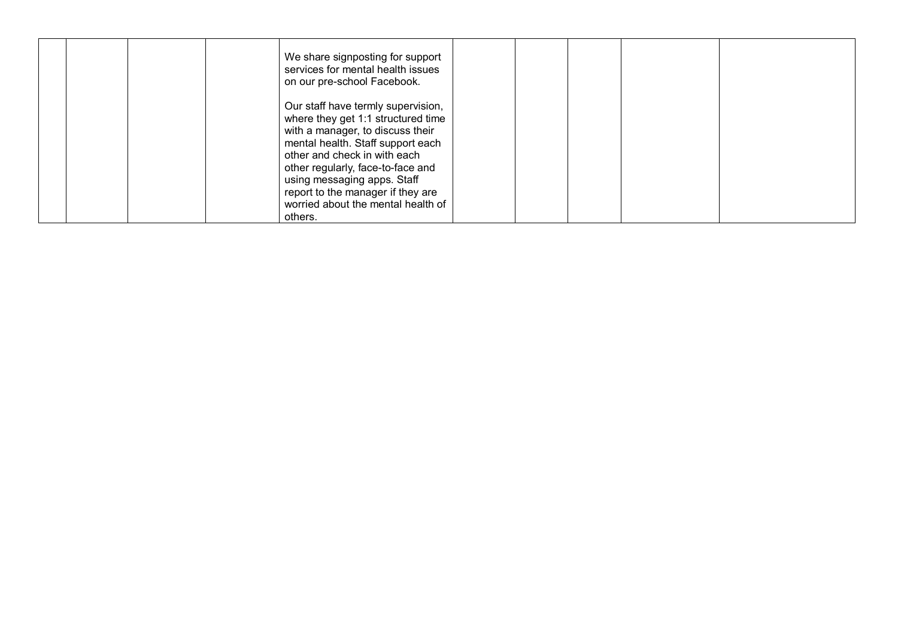| | | | | | | | | | |
|---|---|---|---|---|---|---|---|---|---|
| | | | | We share signposting for support services for mental health issues on our pre-school Facebook.<br><br>Our staff have termly supervision, where they get 1:1 structured time with a manager, to discuss their mental health. Staff support each other and check in with each other regularly, face-to-face and using messaging apps. Staff report to the manager if they are worried about the mental health of others. | | | | | |